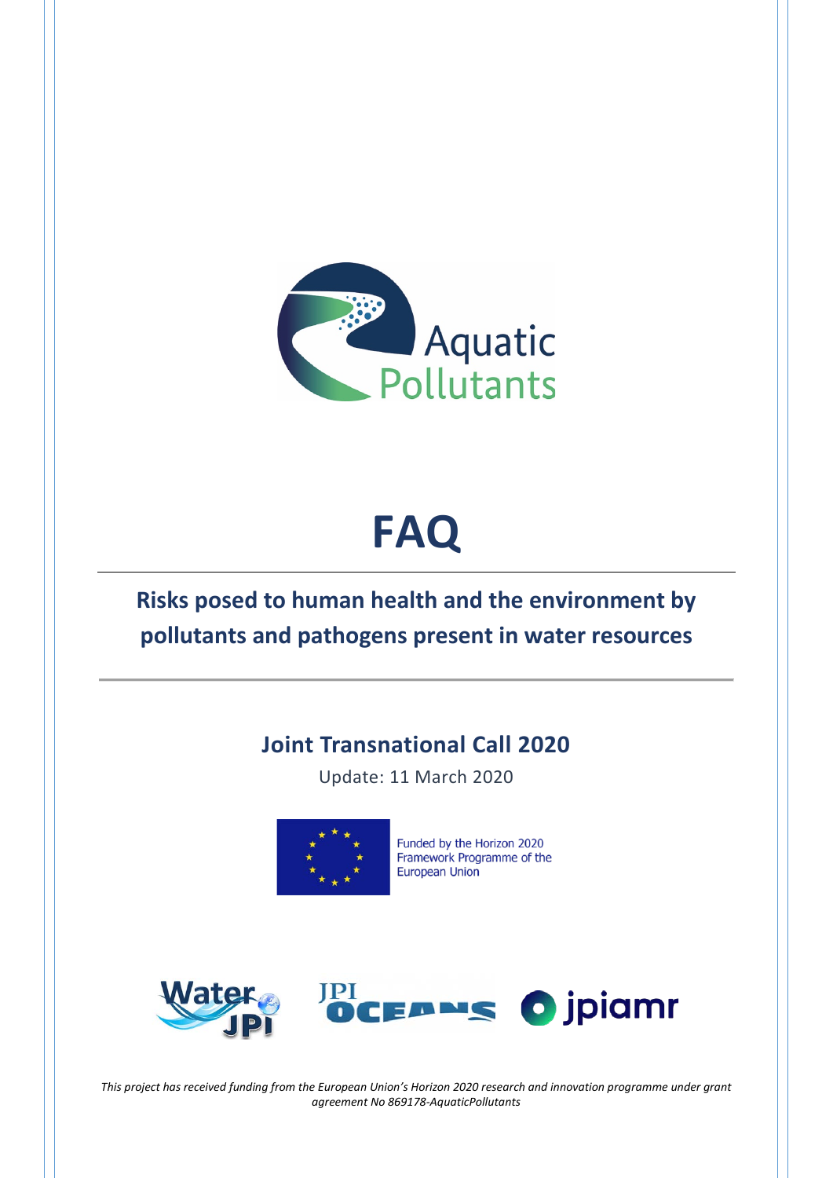Aquatic Pollutants

# FAQ

## Risks posed to human health and the environment by pollutants and pathogens present in water resources

### Joint Transnational Call 2020

Update: 11 March 2020

Funded by the Horizon 2020 Framework Programme of the European Union

*This project has received funding from the European Union's Horizon 2020 research and innovation programme under grant agreement No 869178-AquaticPollutants*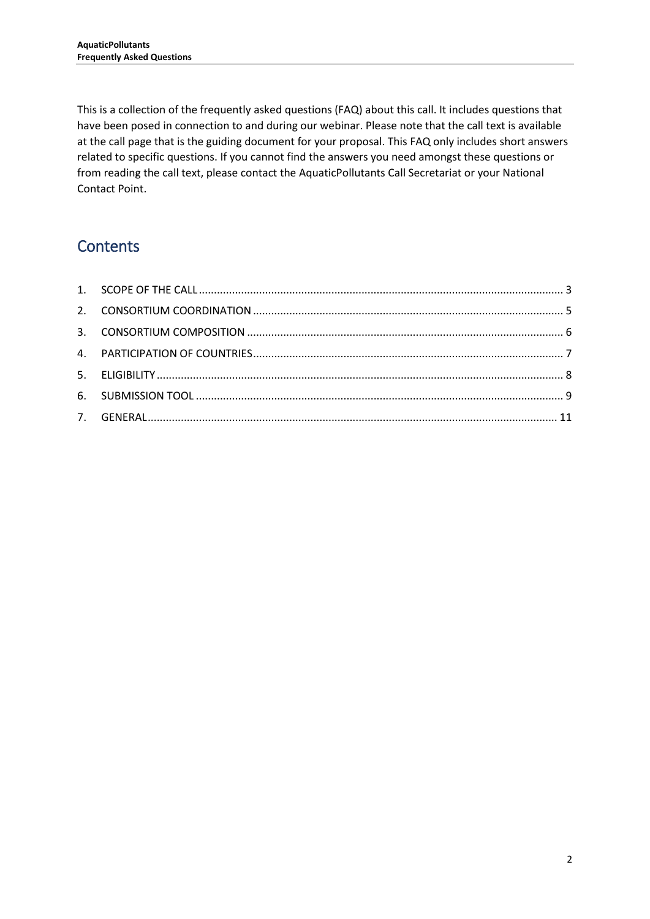This is a collection of the frequently asked questions (FAQ) about this call. It includes questions that have been posed in connection to and during our webinar. Please note that the call text is available at the call page that is the guiding document for your proposal. This FAQ only includes short answers related to specific questions. If you cannot find the answers you need amongst these questions or from reading the call text, please contact the AquaticPollutants Call Secretariat or your National Contact Point.

## Contents

1. SCOPE OF THE CALL ........ 3
2. CONSORTIUM COORDINATION ........ 5
3. CONSORTIUM COMPOSITION ........ 6
4. PARTICIPATION OF COUNTRIES ........ 7
5. ELIGIBILITY ........ 8
6. SUBMISSION TOOL ........ 9
7. GENERAL ........ 11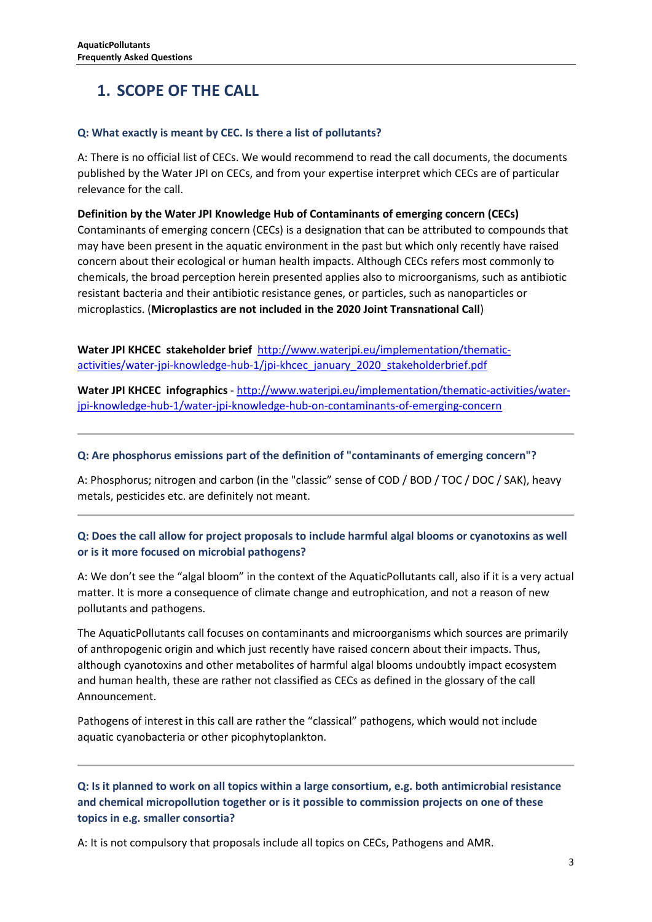# 1. SCOPE OF THE CALL

**Q: What exactly is meant by CEC. Is there a list of pollutants?**

A: There is no official list of CECs. We would recommend to read the call documents, the documents published by the Water JPI on CECs, and from your expertise interpret which CECs are of particular relevance for the call.

**Definition by the Water JPI Knowledge Hub of Contaminants of emerging concern (CECs)**
Contaminants of emerging concern (CECs) is a designation that can be attributed to compounds that may have been present in the aquatic environment in the past but which only recently have raised concern about their ecological or human health impacts. Although CECs refers most commonly to chemicals, the broad perception herein presented applies also to microorganisms, such as antibiotic resistant bacteria and their antibiotic resistance genes, or particles, such as nanoparticles or microplastics. (**Microplastics are not included in the 2020 Joint Transnational Call**)

**Water JPI KHCEC stakeholder brief** http://www.waterjpi.eu/implementation/thematic-activities/water-jpi-knowledge-hub-1/jpi-khcec_january_2020_stakeholderbrief.pdf

**Water JPI KHCEC infographics** - http://www.waterjpi.eu/implementation/thematic-activities/water-jpi-knowledge-hub-1/water-jpi-knowledge-hub-on-contaminants-of-emerging-concern

---

**Q: Are phosphorus emissions part of the definition of "contaminants of emerging concern"?**

A: Phosphorus; nitrogen and carbon (in the "classic" sense of COD / BOD / TOC / DOC / SAK), heavy metals, pesticides etc. are definitely not meant.

---

**Q: Does the call allow for project proposals to include harmful algal blooms or cyanotoxins as well or is it more focused on microbial pathogens?**

A: We don't see the "algal bloom" in the context of the AquaticPollutants call, also if it is a very actual matter. It is more a consequence of climate change and eutrophication, and not a reason of new pollutants and pathogens.

The AquaticPollutants call focuses on contaminants and microorganisms which sources are primarily of anthropogenic origin and which just recently have raised concern about their impacts. Thus, although cyanotoxins and other metabolites of harmful algal blooms undoubtly impact ecosystem and human health, these are rather not classified as CECs as defined in the glossary of the call Announcement.

Pathogens of interest in this call are rather the "classical" pathogens, which would not include aquatic cyanobacteria or other picophytoplankton.

---

**Q: Is it planned to work on all topics within a large consortium, e.g. both antimicrobial resistance and chemical micropollution together or is it possible to commission projects on one of these topics in e.g. smaller consortia?**

A: It is not compulsory that proposals include all topics on CECs, Pathogens and AMR.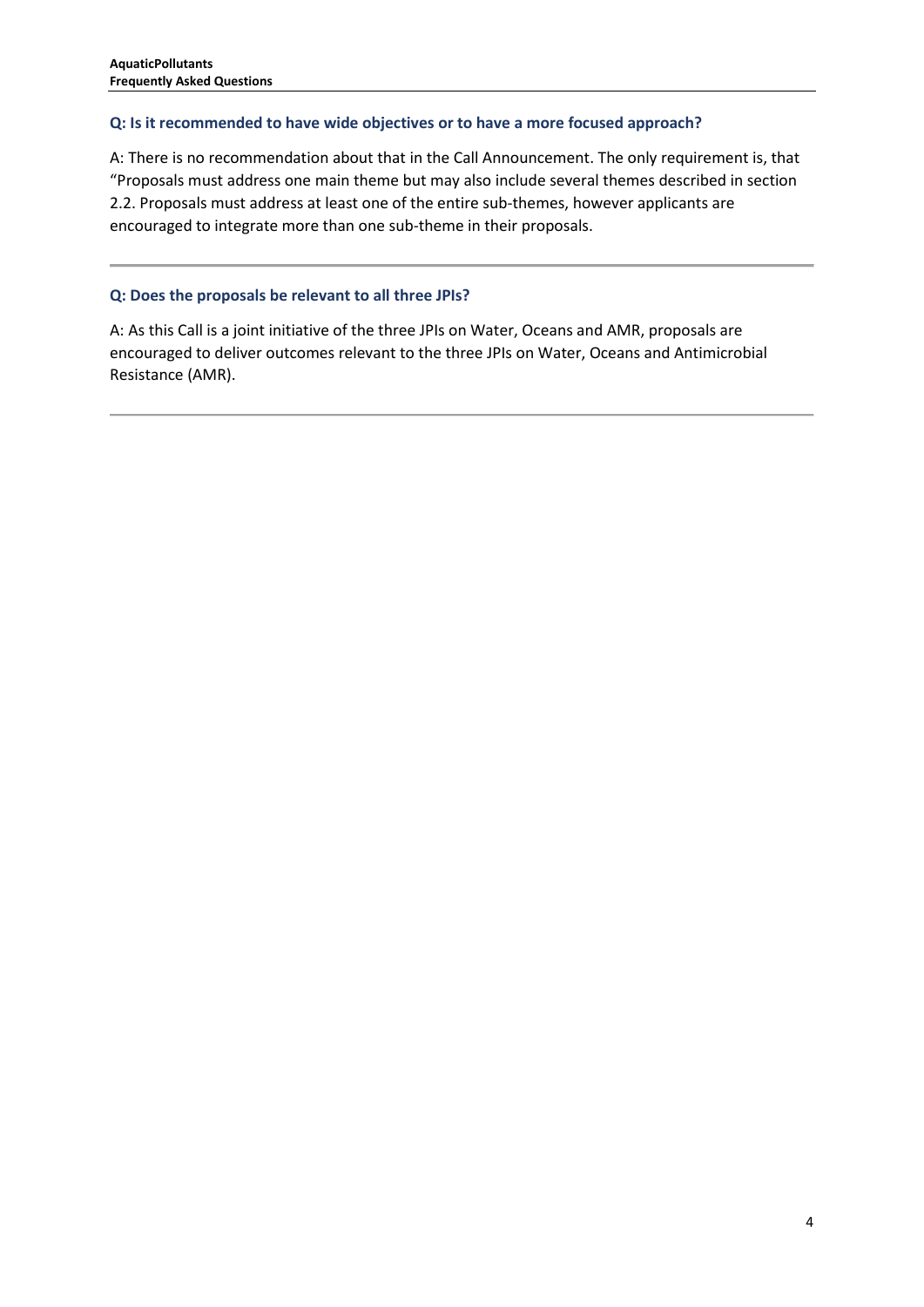### Q: Is it recommended to have wide objectives or to have a more focused approach?

A: There is no recommendation about that in the Call Announcement. The only requirement is, that "Proposals must address one main theme but may also include several themes described in section 2.2. Proposals must address at least one of the entire sub-themes, however applicants are encouraged to integrate more than one sub-theme in their proposals.

---

### Q: Does the proposals be relevant to all three JPIs?

A: As this Call is a joint initiative of the three JPIs on Water, Oceans and AMR, proposals are encouraged to deliver outcomes relevant to the three JPIs on Water, Oceans and Antimicrobial Resistance (AMR).

---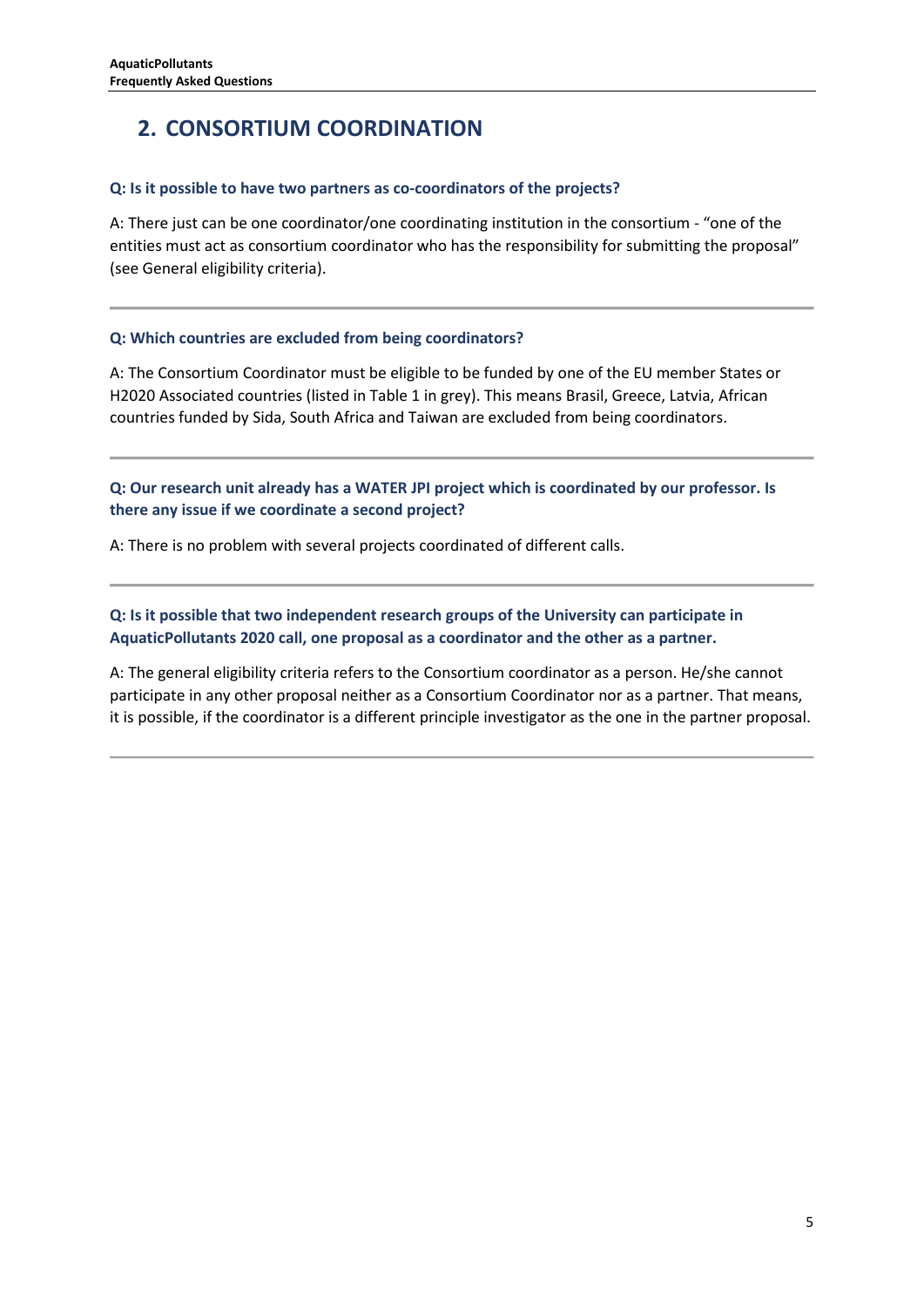## 2. CONSORTIUM COORDINATION

**Q: Is it possible to have two partners as co-coordinators of the projects?**

A: There just can be one coordinator/one coordinating institution in the consortium - "one of the entities must act as consortium coordinator who has the responsibility for submitting the proposal" (see General eligibility criteria).

---

**Q: Which countries are excluded from being coordinators?**

A: The Consortium Coordinator must be eligible to be funded by one of the EU member States or H2020 Associated countries (listed in Table 1 in grey). This means Brasil, Greece, Latvia, African countries funded by Sida, South Africa and Taiwan are excluded from being coordinators.

---

**Q: Our research unit already has a WATER JPI project which is coordinated by our professor. Is there any issue if we coordinate a second project?**

A: There is no problem with several projects coordinated of different calls.

---

**Q: Is it possible that two independent research groups of the University can participate in AquaticPollutants 2020 call, one proposal as a coordinator and the other as a partner.**

A: The general eligibility criteria refers to the Consortium coordinator as a person. He/she cannot participate in any other proposal neither as a Consortium Coordinator nor as a partner. That means, it is possible, if the coordinator is a different principle investigator as the one in the partner proposal.

---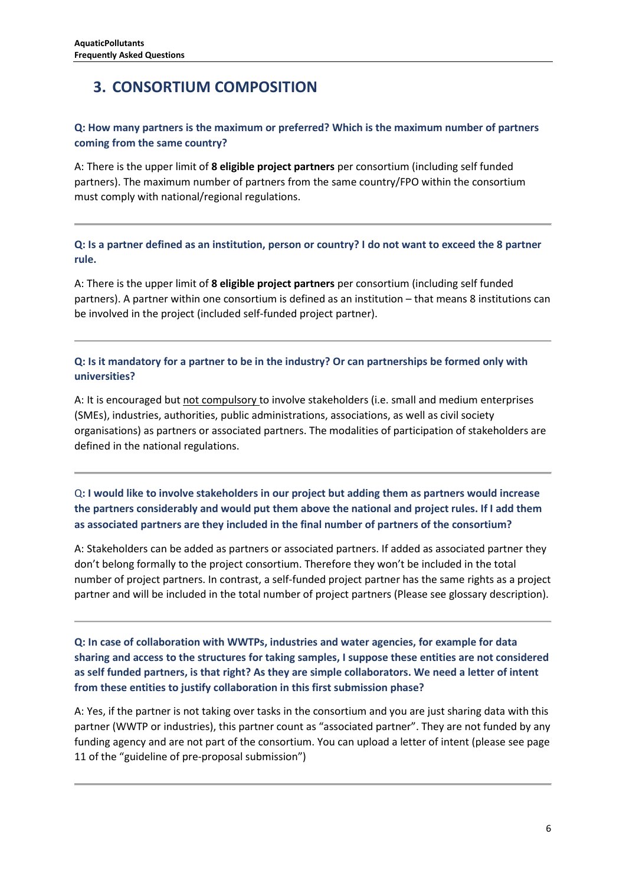## 3. CONSORTIUM COMPOSITION

**Q: How many partners is the maximum or preferred? Which is the maximum number of partners coming from the same country?**

A: There is the upper limit of **8 eligible project partners** per consortium (including self funded partners). The maximum number of partners from the same country/FPO within the consortium must comply with national/regional regulations.

---

**Q: Is a partner defined as an institution, person or country? I do not want to exceed the 8 partner rule.**

A: There is the upper limit of **8 eligible project partners** per consortium (including self funded partners). A partner within one consortium is defined as an institution – that means 8 institutions can be involved in the project (included self-funded project partner).

---

**Q: Is it mandatory for a partner to be in the industry? Or can partnerships be formed only with universities?**

A: It is encouraged but <u>not compulsory</u> to involve stakeholders (i.e. small and medium enterprises (SMEs), industries, authorities, public administrations, associations, as well as civil society organisations) as partners or associated partners. The modalities of participation of stakeholders are defined in the national regulations.

---

Q**: I would like to involve stakeholders in our project but adding them as partners would increase the partners considerably and would put them above the national and project rules. If I add them as associated partners are they included in the final number of partners of the consortium?**

A: Stakeholders can be added as partners or associated partners. If added as associated partner they don't belong formally to the project consortium. Therefore they won't be included in the total number of project partners. In contrast, a self-funded project partner has the same rights as a project partner and will be included in the total number of project partners (Please see glossary description).

---

**Q: In case of collaboration with WWTPs, industries and water agencies, for example for data sharing and access to the structures for taking samples, I suppose these entities are not considered as self funded partners, is that right? As they are simple collaborators. We need a letter of intent from these entities to justify collaboration in this first submission phase?**

A: Yes, if the partner is not taking over tasks in the consortium and you are just sharing data with this partner (WWTP or industries), this partner count as "associated partner". They are not funded by any funding agency and are not part of the consortium. You can upload a letter of intent (please see page 11 of the "guideline of pre-proposal submission")

---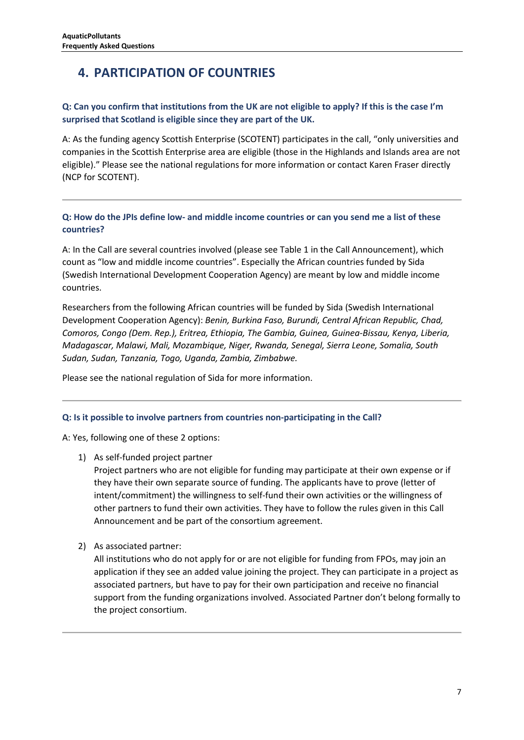## 4. PARTICIPATION OF COUNTRIES

**Q: Can you confirm that institutions from the UK are not eligible to apply? If this is the case I'm surprised that Scotland is eligible since they are part of the UK.**

A: As the funding agency Scottish Enterprise (SCOTENT) participates in the call, "only universities and companies in the Scottish Enterprise area are eligible (those in the Highlands and Islands area are not eligible)." Please see the national regulations for more information or contact Karen Fraser directly (NCP for SCOTENT).

---

**Q: How do the JPIs define low- and middle income countries or can you send me a list of these countries?**

A: In the Call are several countries involved (please see Table 1 in the Call Announcement), which count as "low and middle income countries". Especially the African countries funded by Sida (Swedish International Development Cooperation Agency) are meant by low and middle income countries.

Researchers from the following African countries will be funded by Sida (Swedish International Development Cooperation Agency): *Benin, Burkina Faso, Burundi, Central African Republic, Chad, Comoros, Congo (Dem. Rep.), Eritrea, Ethiopia, The Gambia, Guinea, Guinea-Bissau, Kenya, Liberia, Madagascar, Malawi, Mali, Mozambique, Niger, Rwanda, Senegal, Sierra Leone, Somalia, South Sudan, Sudan, Tanzania, Togo, Uganda, Zambia, Zimbabwe.*

Please see the national regulation of Sida for more information.

---

**Q: Is it possible to involve partners from countries non-participating in the Call?**

A: Yes, following one of these 2 options:

1) As self-funded project partner
   Project partners who are not eligible for funding may participate at their own expense or if they have their own separate source of funding. The applicants have to prove (letter of intent/commitment) the willingness to self-fund their own activities or the willingness of other partners to fund their own activities. They have to follow the rules given in this Call Announcement and be part of the consortium agreement.

2) As associated partner:
   All institutions who do not apply for or are not eligible for funding from FPOs, may join an application if they see an added value joining the project. They can participate in a project as associated partners, but have to pay for their own participation and receive no financial support from the funding organizations involved. Associated Partner don't belong formally to the project consortium.

---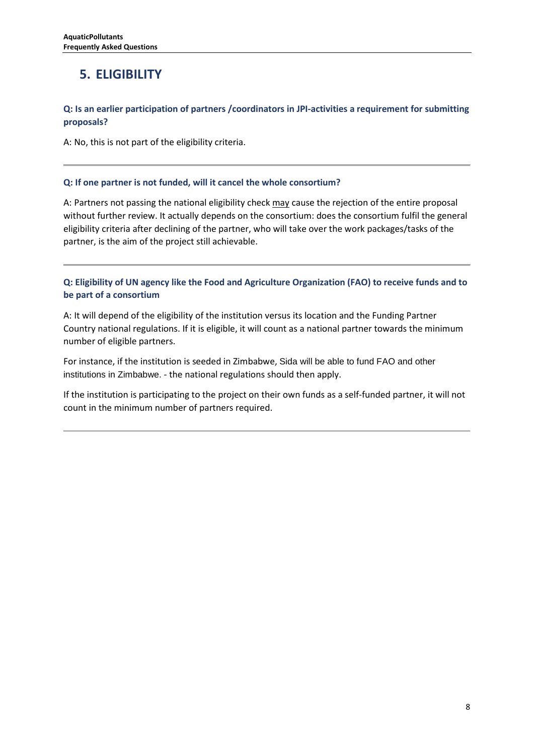# 5. ELIGIBILITY

**Q: Is an earlier participation of partners /coordinators in JPI-activities a requirement for submitting proposals?**

A: No, this is not part of the eligibility criteria.

---

**Q: If one partner is not funded, will it cancel the whole consortium?**

A: Partners not passing the national eligibility check may cause the rejection of the entire proposal without further review. It actually depends on the consortium: does the consortium fulfil the general eligibility criteria after declining of the partner, who will take over the work packages/tasks of the partner, is the aim of the project still achievable.

---

**Q: Eligibility of UN agency like the Food and Agriculture Organization (FAO) to receive funds and to be part of a consortium**

A: It will depend of the eligibility of the institution versus its location and the Funding Partner Country national regulations. If it is eligible, it will count as a national partner towards the minimum number of eligible partners.

For instance, if the institution is seeded in Zimbabwe, Sida will be able to fund FAO and other institutions in Zimbabwe. - the national regulations should then apply.

If the institution is participating to the project on their own funds as a self-funded partner, it will not count in the minimum number of partners required.

---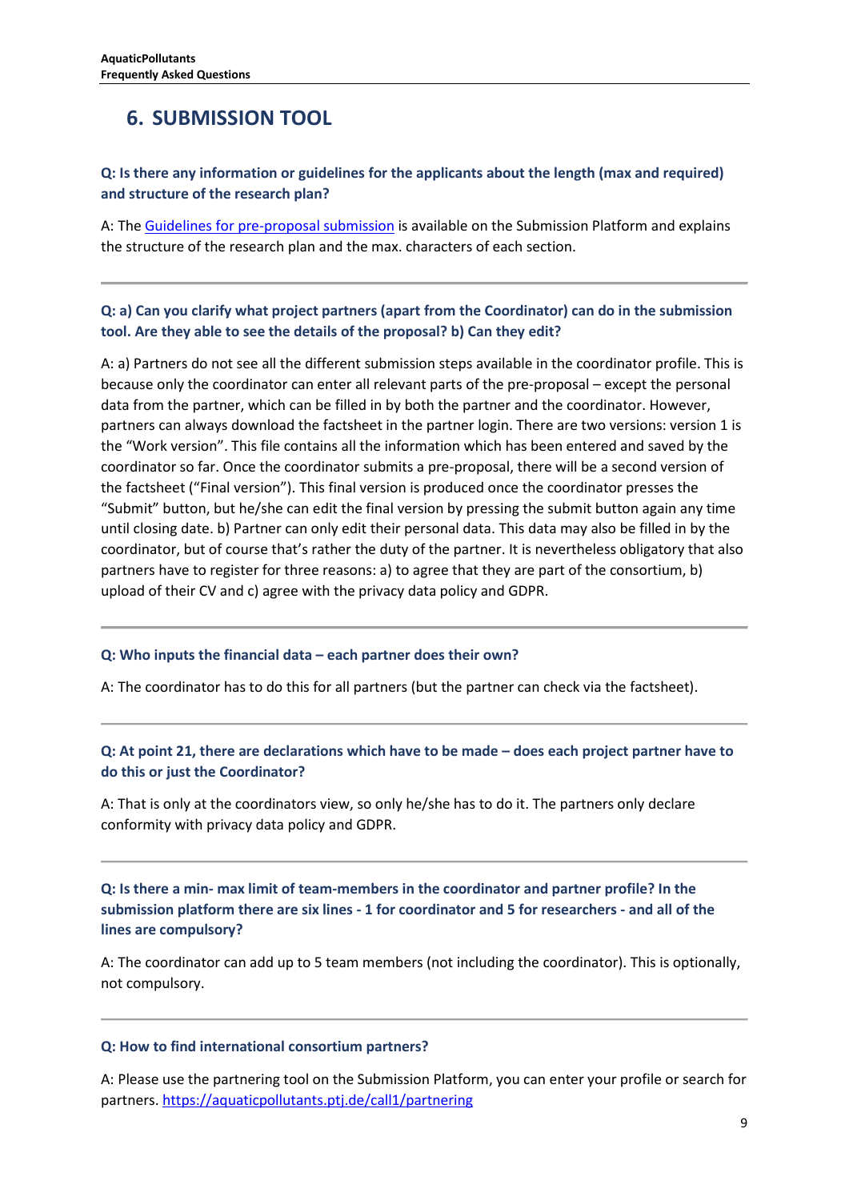## 6. SUBMISSION TOOL

**Q: Is there any information or guidelines for the applicants about the length (max and required) and structure of the research plan?**

A: The [Guidelines for pre-proposal submission]() is available on the Submission Platform and explains the structure of the research plan and the max. characters of each section.

---

**Q: a) Can you clarify what project partners (apart from the Coordinator) can do in the submission tool. Are they able to see the details of the proposal? b) Can they edit?**

A: a) Partners do not see all the different submission steps available in the coordinator profile. This is because only the coordinator can enter all relevant parts of the pre-proposal – except the personal data from the partner, which can be filled in by both the partner and the coordinator. However, partners can always download the factsheet in the partner login. There are two versions: version 1 is the "Work version". This file contains all the information which has been entered and saved by the coordinator so far. Once the coordinator submits a pre-proposal, there will be a second version of the factsheet ("Final version"). This final version is produced once the coordinator presses the "Submit" button, but he/she can edit the final version by pressing the submit button again any time until closing date. b) Partner can only edit their personal data. This data may also be filled in by the coordinator, but of course that's rather the duty of the partner. It is nevertheless obligatory that also partners have to register for three reasons: a) to agree that they are part of the consortium, b) upload of their CV and c) agree with the privacy data policy and GDPR.

---

**Q: Who inputs the financial data – each partner does their own?**

A: The coordinator has to do this for all partners (but the partner can check via the factsheet).

---

**Q: At point 21, there are declarations which have to be made – does each project partner have to do this or just the Coordinator?**

A: That is only at the coordinators view, so only he/she has to do it. The partners only declare conformity with privacy data policy and GDPR.

---

**Q: Is there a min- max limit of team-members in the coordinator and partner profile? In the submission platform there are six lines - 1 for coordinator and 5 for researchers - and all of the lines are compulsory?**

A: The coordinator can add up to 5 team members (not including the coordinator). This is optionally, not compulsory.

---

**Q: How to find international consortium partners?**

A: Please use the partnering tool on the Submission Platform, you can enter your profile or search for partners. https://aquaticpollutants.ptj.de/call1/partnering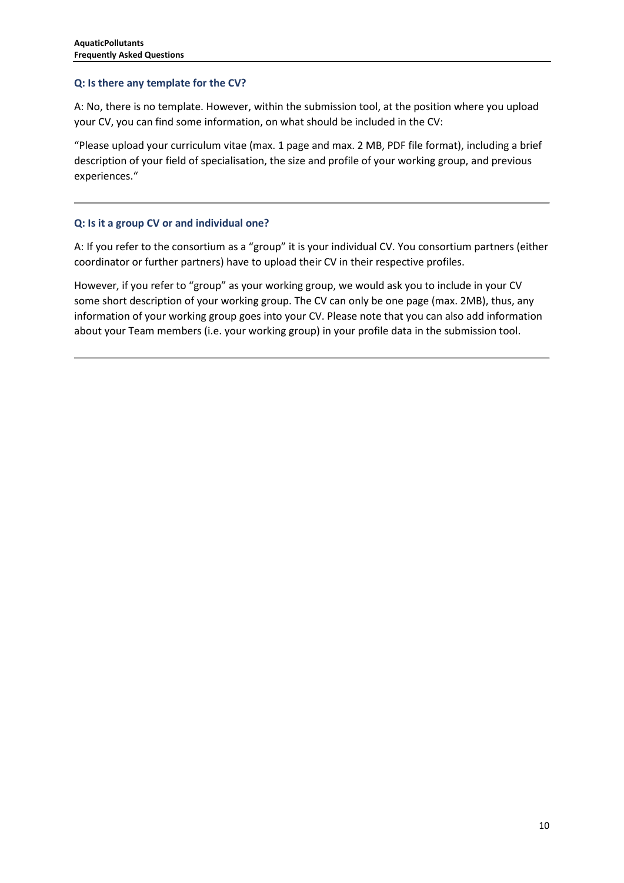### Q: Is there any template for the CV?

A: No, there is no template. However, within the submission tool, at the position where you upload your CV, you can find some information, on what should be included in the CV:

"Please upload your curriculum vitae (max. 1 page and max. 2 MB, PDF file format), including a brief description of your field of specialisation, the size and profile of your working group, and previous experiences."

---

### Q: Is it a group CV or and individual one?

A: If you refer to the consortium as a "group" it is your individual CV. You consortium partners (either coordinator or further partners) have to upload their CV in their respective profiles.

However, if you refer to "group" as your working group, we would ask you to include in your CV some short description of your working group. The CV can only be one page (max. 2MB), thus, any information of your working group goes into your CV. Please note that you can also add information about your Team members (i.e. your working group) in your profile data in the submission tool.

---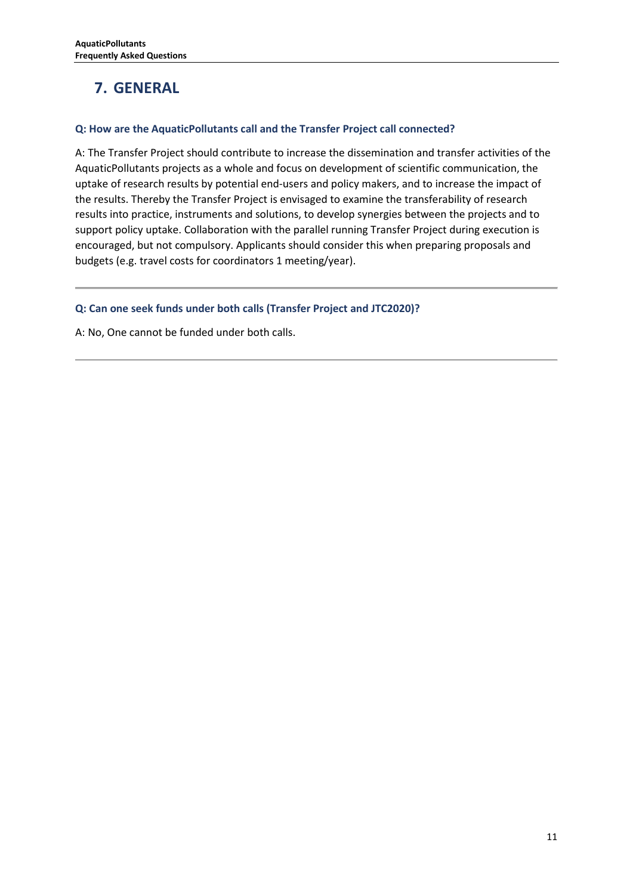# 7. GENERAL

### Q: How are the AquaticPollutants call and the Transfer Project call connected?

A: The Transfer Project should contribute to increase the dissemination and transfer activities of the AquaticPollutants projects as a whole and focus on development of scientific communication, the uptake of research results by potential end-users and policy makers, and to increase the impact of the results. Thereby the Transfer Project is envisaged to examine the transferability of research results into practice, instruments and solutions, to develop synergies between the projects and to support policy uptake. Collaboration with the parallel running Transfer Project during execution is encouraged, but not compulsory. Applicants should consider this when preparing proposals and budgets (e.g. travel costs for coordinators 1 meeting/year).

---

### Q: Can one seek funds under both calls (Transfer Project and JTC2020)?

A: No, One cannot be funded under both calls.

---